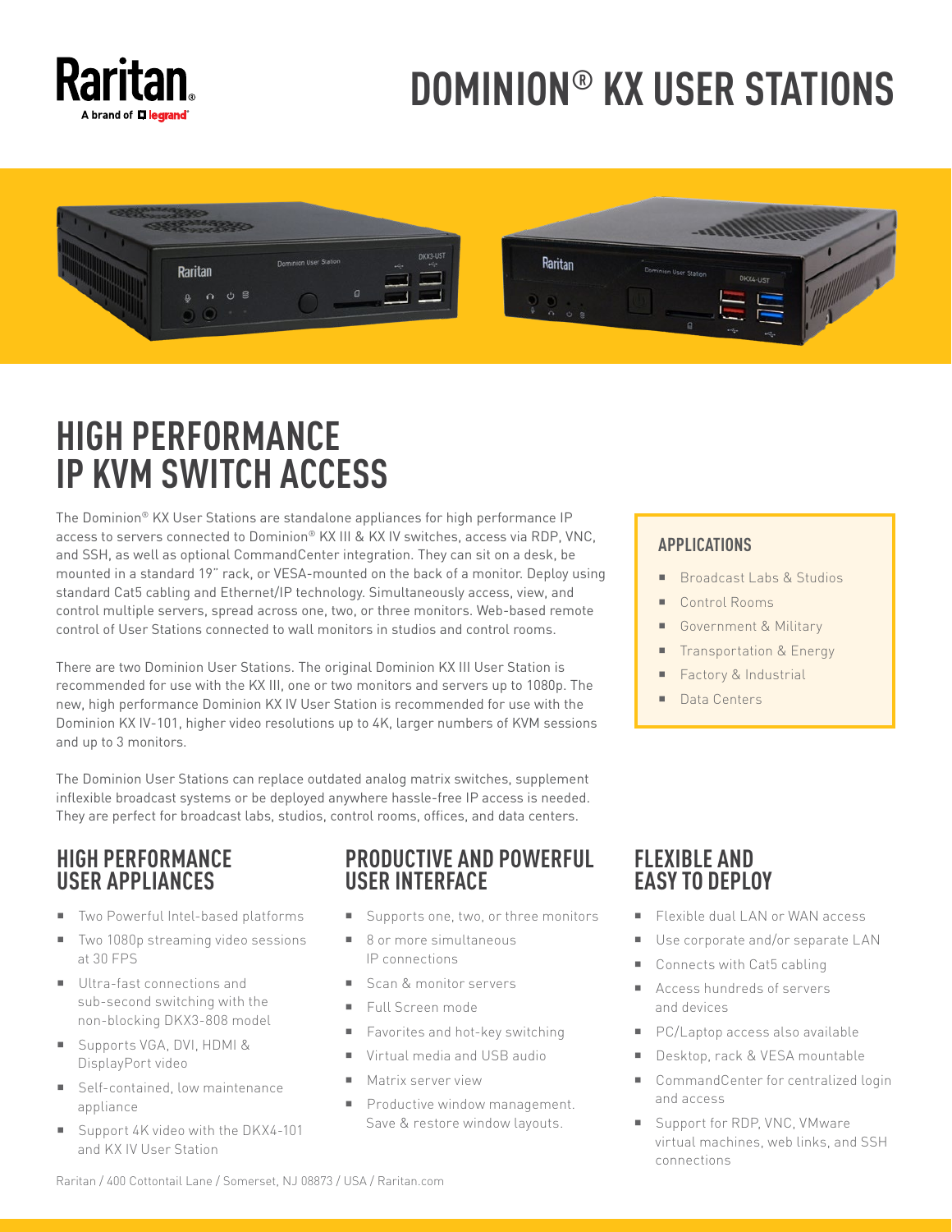Raritan
A brand of legrand

# DOMINION® KX USER STATIONS

## HIGH PERFORMANCE IP KVM SWITCH ACCESS

The Dominion® KX User Stations are standalone appliances for high performance IP access to servers connected to Dominion® KX III & KX IV switches, access via RDP, VNC, and SSH, as well as optional CommandCenter integration. They can sit on a desk, be mounted in a standard 19" rack, or VESA-mounted on the back of a monitor. Deploy using standard Cat5 cabling and Ethernet/IP technology. Simultaneously access, view, and control multiple servers, spread across one, two, or three monitors. Web-based remote control of User Stations connected to wall monitors in studios and control rooms.

There are two Dominion User Stations. The original Dominion KX III User Station is recommended for use with the KX III, one or two monitors and servers up to 1080p. The new, high performance Dominion KX IV User Station is recommended for use with the Dominion KX IV-101, higher video resolutions up to 4K, larger numbers of KVM sessions and up to 3 monitors.

The Dominion User Stations can replace outdated analog matrix switches, supplement inflexible broadcast systems or be deployed anywhere hassle-free IP access is needed. They are perfect for broadcast labs, studios, control rooms, offices, and data centers.

### APPLICATIONS

- Broadcast Labs & Studios
- Control Rooms
- Government & Military
- Transportation & Energy
- Factory & Industrial
- Data Centers

### HIGH PERFORMANCE USER APPLIANCES

- Two Powerful Intel-based platforms
- Two 1080p streaming video sessions at 30 FPS
- Ultra-fast connections and sub-second switching with the non-blocking DKX3-808 model
- Supports VGA, DVI, HDMI & DisplayPort video
- Self-contained, low maintenance appliance
- Support 4K video with the DKX4-101 and KX IV User Station

### PRODUCTIVE AND POWERFUL USER INTERFACE

- Supports one, two, or three monitors
- 8 or more simultaneous IP connections
- Scan & monitor servers
- Full Screen mode
- Favorites and hot-key switching
- Virtual media and USB audio
- Matrix server view
- Productive window management. Save & restore window layouts.

### FLEXIBLE AND EASY TO DEPLOY

- Flexible dual LAN or WAN access
- Use corporate and/or separate LAN
- Connects with Cat5 cabling
- Access hundreds of servers and devices
- PC/Laptop access also available
- Desktop, rack & VESA mountable
- CommandCenter for centralized login and access
- Support for RDP, VNC, VMware virtual machines, web links, and SSH connections

Raritan / 400 Cottontail Lane / Somerset, NJ 08873 / USA / Raritan.com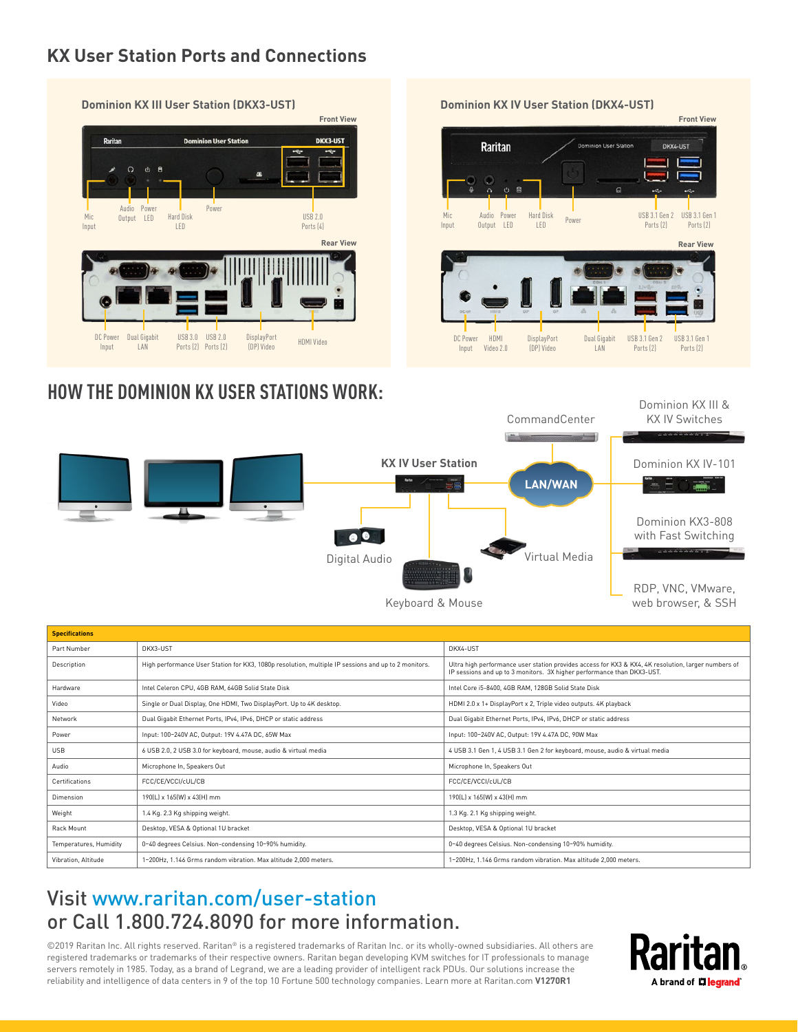## KX User Station Ports and Connections

### Dominion KX III User Station (DKX3-UST)

Front View

Mic Input
Audio Output
Power LED
Hard Disk LED
Power
USB 2.0 Ports (4)

Rear View

DC Power Input
Dual Gigabit LAN
USB 3.0 Ports (2)
USB 2.0 Ports (2)
DisplayPort (DP) Video
HDMI Video

### Dominion KX IV User Station (DKX4-UST)

Front View

Mic Input
Audio Output
Power LED
Hard Disk LED
Power
USB 3.1 Gen 2 Ports (2)
USB 3.1 Gen 1 Ports (2)

Rear View

DC Power Input
HDMI Video 2.0
DisplayPort (DP) Video
Dual Gigabit LAN
USB 3.1 Gen 2 Ports (2)
USB 3.1 Gen 1 Ports (2)

## HOW THE DOMINION KX USER STATIONS WORK:

KX IV User Station
LAN/WAN
CommandCenter
Dominion KX III & KX IV Switches
Dominion KX IV-101
Dominion KX3-808 with Fast Switching
RDP, VNC, VMware, web browser, & SSH
Digital Audio
Virtual Media
Keyboard & Mouse

| Specifications | | |
|---|---|---|
| Part Number | DKX3-UST | DKX4-UST |
| Description | High performance User Station for KX3, 1080p resolution, multiple IP sessions and up to 2 monitors. | Ultra high performance user station provides access for KX3 & KX4, 4K resolution, larger numbers of IP sessions and up to 3 monitors. 3X higher performance than DKX3-UST. |
| Hardware | Intel Celeron CPU, 4GB RAM, 64GB Solid State Disk | Intel Core i5-8400, 4GB RAM, 128GB Solid State Disk |
| Video | Single or Dual Display, One HDMI, Two DisplayPort. Up to 4K desktop. | HDMI 2.0 x 1+ DisplayPort x 2, Triple video outputs. 4K playback |
| Network | Dual Gigabit Ethernet Ports, IPv4, IPv6, DHCP or static address | Dual Gigabit Ethernet Ports, IPv4, IPv6, DHCP or static address |
| Power | Input: 100–240V AC, Output: 19V 4.47A DC, 65W Max | Input: 100–240V AC, Output: 19V 4.47A DC, 90W Max |
| USB | 6 USB 2.0, 2 USB 3.0 for keyboard, mouse, audio & virtual media | 4 USB 3.1 Gen 1, 4 USB 3.1 Gen 2 for keyboard, mouse, audio & virtual media |
| Audio | Microphone In, Speakers Out | Microphone In, Speakers Out |
| Certifications | FCC/CE/VCCI/cUL/CB | FCC/CE/VCCI/cUL/CB |
| Dimension | 190(L) x 165(W) x 43(H) mm | 190(L) x 165(W) x 43(H) mm |
| Weight | 1.4 Kg. 2.3 Kg shipping weight. | 1.3 Kg. 2.1 Kg shipping weight. |
| Rack Mount | Desktop, VESA & Optional 1U bracket | Desktop, VESA & Optional 1U bracket |
| Temperatures, Humidity | 0–40 degrees Celsius. Non-condensing 10–90% humidity. | 0–40 degrees Celsius. Non-condensing 10–90% humidity. |
| Vibration, Altitude | 1–200Hz, 1.146 Grms random vibration. Max altitude 2,000 meters. | 1–200Hz, 1.146 Grms random vibration. Max altitude 2,000 meters. |

## Visit www.raritan.com/user-station or Call 1.800.724.8090 for more information.

©2019 Raritan Inc. All rights reserved. Raritan® is a registered trademarks of Raritan Inc. or its wholly-owned subsidiaries. All others are registered trademarks or trademarks of their respective owners. Raritan began developing KVM switches for IT professionals to manage servers remotely in 1985. Today, as a brand of Legrand, we are a leading provider of intelligent rack PDUs. Our solutions increase the reliability and intelligence of data centers in 9 of the top 10 Fortune 500 technology companies. Learn more at Raritan.com **V1270R1**

Raritan
A brand of legrand